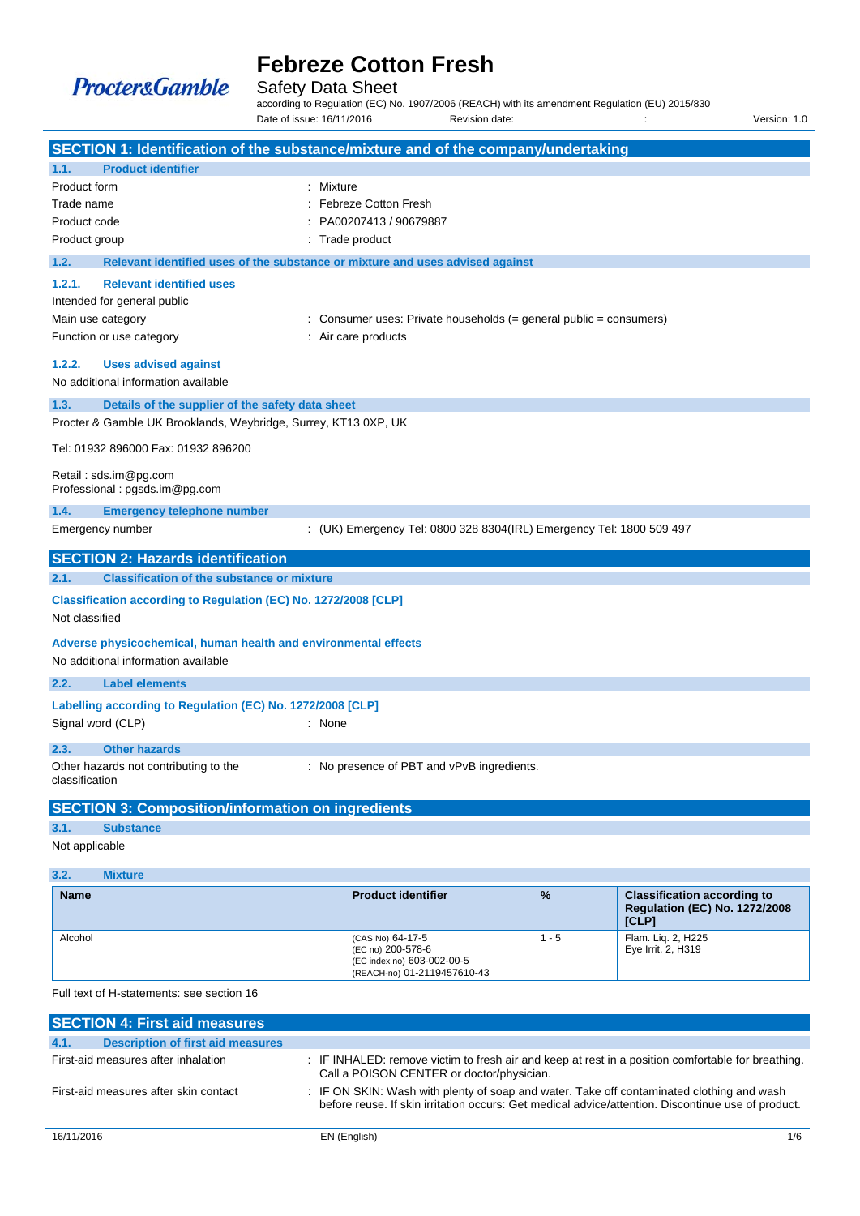# Febreze Cotton Fresh

Safety Data Sheet

according to Regulation (EC) No. 1907/2006 (REACH) with its amendment Regulation (EU) 2015/830

Date of issue: 16/11/2016 Revision date: : Version: 1.0

## SECTION 1: Identification of the substance/mixture and of the company/undertaking

### 1.1. Product identifier

Product form : Mixture

Trade name : Febreze Cotton Fresh

Product code : PA00207413 / 90679887

Product group : Trade product

### 1.2. Relevant identified uses of the substance or mixture and uses advised against

#### 1.2.1. Relevant identified uses

Intended for general public

Main use category : Consumer uses: Private households (= general public = consumers)

Function or use category : Air care products

#### 1.2.2. Uses advised against

No additional information available

### 1.3. Details of the supplier of the safety data sheet

Procter & Gamble UK Brooklands, Weybridge, Surrey, KT13 0XP, UK

Tel: 01932 896000 Fax: 01932 896200

Retail : sds.im@pg.com
Professional : pgsds.im@pg.com

### 1.4. Emergency telephone number

Emergency number : (UK) Emergency Tel: 0800 328 8304(IRL) Emergency Tel: 1800 509 497

## SECTION 2: Hazards identification

### 2.1. Classification of the substance or mixture

**Classification according to Regulation (EC) No. 1272/2008 [CLP]**

Not classified

**Adverse physicochemical, human health and environmental effects**

No additional information available

### 2.2. Label elements

**Labelling according to Regulation (EC) No. 1272/2008 [CLP]**

Signal word (CLP) : None

### 2.3. Other hazards

Other hazards not contributing to the classification : No presence of PBT and vPvB ingredients.

## SECTION 3: Composition/information on ingredients

### 3.1. Substance

Not applicable

### 3.2. Mixture

| Name | Product identifier | % | Classification according to Regulation (EC) No. 1272/2008 [CLP] |
|---|---|---|---|
| Alcohol | (CAS No) 64-17-5<br>(EC no) 200-578-6<br>(EC index no) 603-002-00-5<br>(REACH-no) 01-2119457610-43 | 1 - 5 | Flam. Liq. 2, H225<br>Eye Irrit. 2, H319 |

Full text of H-statements: see section 16

## SECTION 4: First aid measures

### 4.1. Description of first aid measures

First-aid measures after inhalation : IF INHALED: remove victim to fresh air and keep at rest in a position comfortable for breathing. Call a POISON CENTER or doctor/physician.

First-aid measures after skin contact : IF ON SKIN: Wash with plenty of soap and water. Take off contaminated clothing and wash before reuse. If skin irritation occurs: Get medical advice/attention. Discontinue use of product.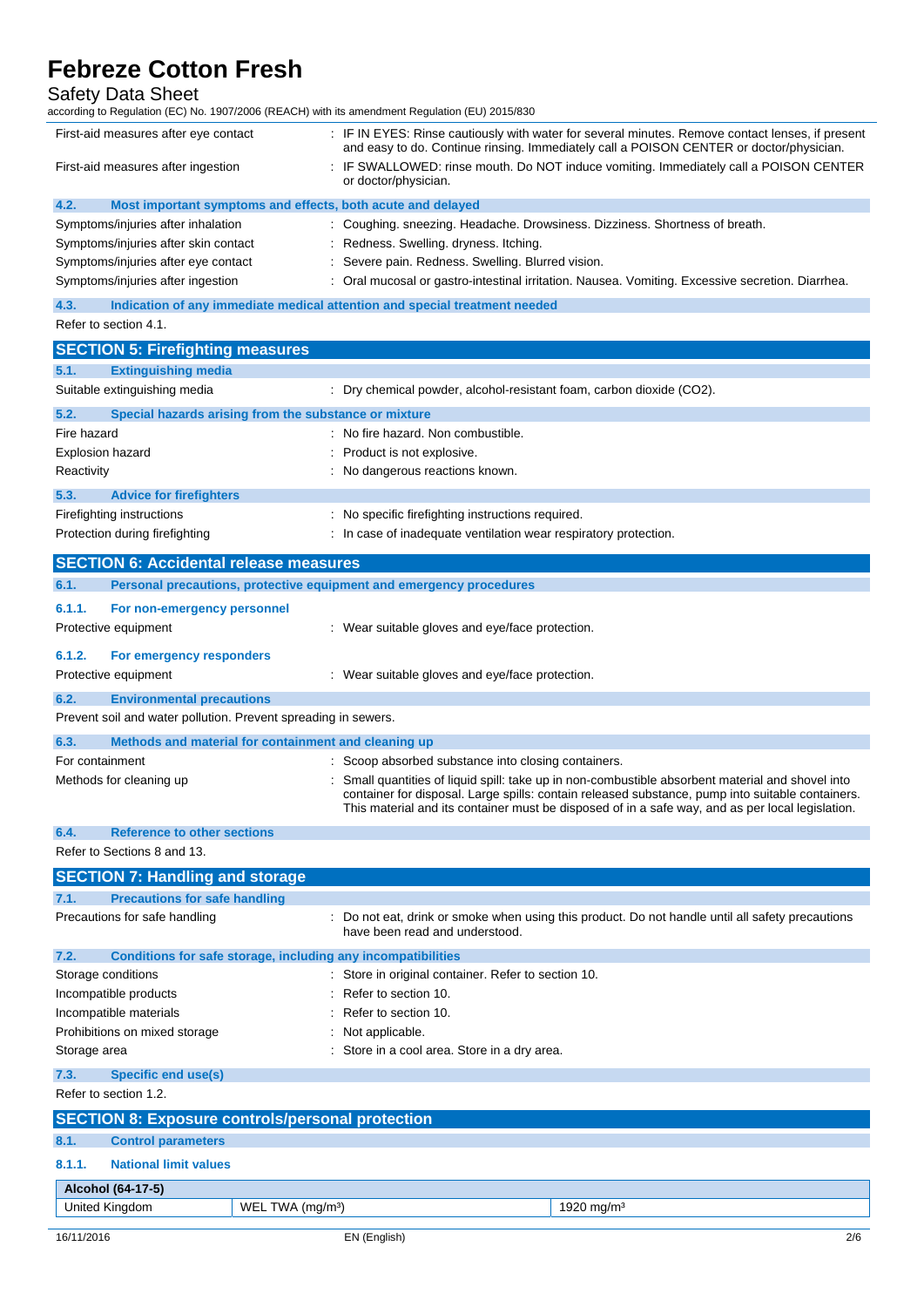| | |
|---|---|
| First-aid measures after eye contact | : IF IN EYES: Rinse cautiously with water for several minutes. Remove contact lenses, if present and easy to do. Continue rinsing. Immediately call a POISON CENTER or doctor/physician. |
| First-aid measures after ingestion | : IF SWALLOWED: rinse mouth. Do NOT induce vomiting. Immediately call a POISON CENTER or doctor/physician. |

### 4.2. Most important symptoms and effects, both acute and delayed

| | |
|---|---|
| Symptoms/injuries after inhalation | : Coughing. sneezing. Headache. Drowsiness. Dizziness. Shortness of breath. |
| Symptoms/injuries after skin contact | : Redness. Swelling. dryness. Itching. |
| Symptoms/injuries after eye contact | : Severe pain. Redness. Swelling. Blurred vision. |
| Symptoms/injuries after ingestion | : Oral mucosal or gastro-intestinal irritation. Nausea. Vomiting. Excessive secretion. Diarrhea. |

### 4.3. Indication of any immediate medical attention and special treatment needed

Refer to section 4.1.

## SECTION 5: Firefighting measures

### 5.1. Extinguishing media

| | |
|---|---|
| Suitable extinguishing media | : Dry chemical powder, alcohol-resistant foam, carbon dioxide ($CO_2$). |

### 5.2. Special hazards arising from the substance or mixture

| | |
|---|---|
| Fire hazard | : No fire hazard. Non combustible. |
| Explosion hazard | : Product is not explosive. |
| Reactivity | : No dangerous reactions known. |

### 5.3. Advice for firefighters

| | |
|---|---|
| Firefighting instructions | : No specific firefighting instructions required. |
| Protection during firefighting | : In case of inadequate ventilation wear respiratory protection. |

## SECTION 6: Accidental release measures

### 6.1. Personal precautions, protective equipment and emergency procedures

#### 6.1.1. For non-emergency personnel

| | |
|---|---|
| Protective equipment | : Wear suitable gloves and eye/face protection. |

#### 6.1.2. For emergency responders

| | |
|---|---|
| Protective equipment | : Wear suitable gloves and eye/face protection. |

### 6.2. Environmental precautions

Prevent soil and water pollution. Prevent spreading in sewers.

### 6.3. Methods and material for containment and cleaning up

| | |
|---|---|
| For containment | : Scoop absorbed substance into closing containers. |
| Methods for cleaning up | : Small quantities of liquid spill: take up in non-combustible absorbent material and shovel into container for disposal. Large spills: contain released substance, pump into suitable containers. This material and its container must be disposed of in a safe way, and as per local legislation. |

### 6.4. Reference to other sections

Refer to Sections 8 and 13.

## SECTION 7: Handling and storage

### 7.1. Precautions for safe handling

| | |
|---|---|
| Precautions for safe handling | : Do not eat, drink or smoke when using this product. Do not handle until all safety precautions have been read and understood. |

### 7.2. Conditions for safe storage, including any incompatibilities

| | |
|---|---|
| Storage conditions | : Store in original container. Refer to section 10. |
| Incompatible products | : Refer to section 10. |
| Incompatible materials | : Refer to section 10. |
| Prohibitions on mixed storage | : Not applicable. |
| Storage area | : Store in a cool area. Store in a dry area. |

### 7.3. Specific end use(s)

Refer to section 1.2.

## SECTION 8: Exposure controls/personal protection

### 8.1. Control parameters

#### 8.1.1. National limit values

| Alcohol (64-17-5) | | |
|---|---|---|
| United Kingdom | WEL TWA (mg/m³) | 1920 mg/m³ |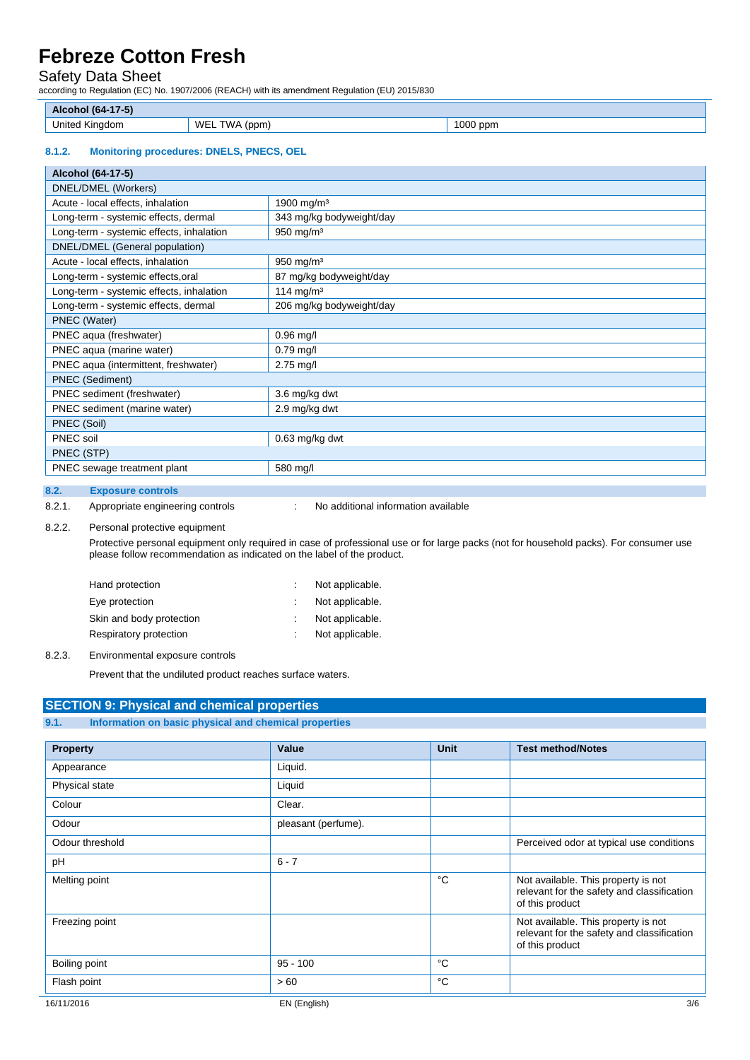| Alcohol (64-17-5) | | |
|---|---|---|
| United Kingdom | WEL TWA (ppm) | 1000 ppm |

### 8.1.2. Monitoring procedures: DNELS, PNECS, OEL

| Alcohol (64-17-5) | |
|---|---|
| DNEL/DMEL (Workers) | |
| Acute - local effects, inhalation | 1900 mg/m³ |
| Long-term - systemic effects, dermal | 343 mg/kg bodyweight/day |
| Long-term - systemic effects, inhalation | 950 mg/m³ |
| DNEL/DMEL (General population) | |
| Acute - local effects, inhalation | 950 mg/m³ |
| Long-term - systemic effects,oral | 87 mg/kg bodyweight/day |
| Long-term - systemic effects, inhalation | 114 mg/m³ |
| Long-term - systemic effects, dermal | 206 mg/kg bodyweight/day |
| PNEC (Water) | |
| PNEC aqua (freshwater) | 0.96 mg/l |
| PNEC aqua (marine water) | 0.79 mg/l |
| PNEC aqua (intermittent, freshwater) | 2.75 mg/l |
| PNEC (Sediment) | |
| PNEC sediment (freshwater) | 3.6 mg/kg dwt |
| PNEC sediment (marine water) | 2.9 mg/kg dwt |
| PNEC (Soil) | |
| PNEC soil | 0.63 mg/kg dwt |
| PNEC (STP) | |
| PNEC sewage treatment plant | 580 mg/l |

## 8.2. Exposure controls

8.2.1. Appropriate engineering controls : No additional information available

8.2.2. Personal protective equipment

Protective personal equipment only required in case of professional use or for large packs (not for household packs). For consumer use please follow recommendation as indicated on the label of the product.

Hand protection : Not applicable.
Eye protection : Not applicable.
Skin and body protection : Not applicable.
Respiratory protection : Not applicable.

8.2.3. Environmental exposure controls

Prevent that the undiluted product reaches surface waters.

# SECTION 9: Physical and chemical properties

## 9.1. Information on basic physical and chemical properties

| Property | Value | Unit | Test method/Notes |
|---|---|---|---|
| Appearance | Liquid. | | |
| Physical state | Liquid | | |
| Colour | Clear. | | |
| Odour | pleasant (perfume). | | |
| Odour threshold | | | Perceived odor at typical use conditions |
| pH | 6 - 7 | | |
| Melting point | | °C | Not available. This property is not relevant for the safety and classification of this product |
| Freezing point | | | Not available. This property is not relevant for the safety and classification of this product |
| Boiling point | 95 - 100 | °C | |
| Flash point | > 60 | °C | |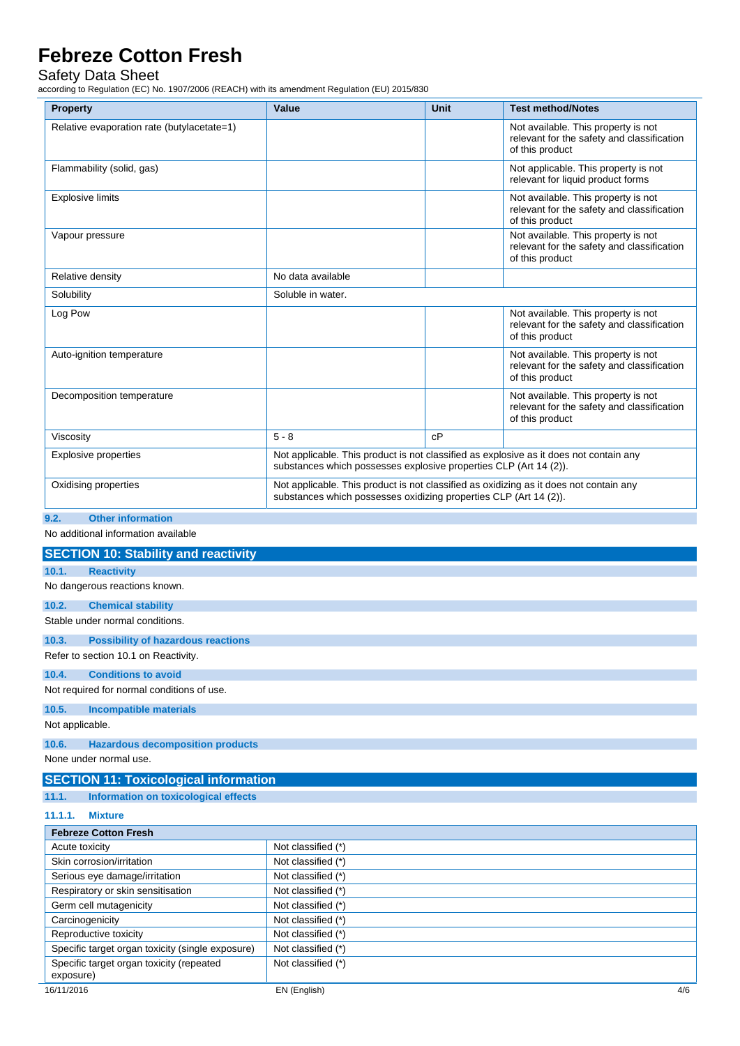| Property | Value | Unit | Test method/Notes |
|---|---|---|---|
| Relative evaporation rate (butylacetate=1) | | | Not available. This property is not relevant for the safety and classification of this product |
| Flammability (solid, gas) | | | Not applicable. This property is not relevant for liquid product forms |
| Explosive limits | | | Not available. This property is not relevant for the safety and classification of this product |
| Vapour pressure | | | Not available. This property is not relevant for the safety and classification of this product |
| Relative density | No data available | | |
| Solubility | Soluble in water. | | |
| Log Pow | | | Not available. This property is not relevant for the safety and classification of this product |
| Auto-ignition temperature | | | Not available. This property is not relevant for the safety and classification of this product |
| Decomposition temperature | | | Not available. This property is not relevant for the safety and classification of this product |
| Viscosity | 5 - 8 | cP | |
| Explosive properties | Not applicable. This product is not classified as explosive as it does not contain any substances which possesses explosive properties CLP (Art 14 (2)). | | |
| Oxidising properties | Not applicable. This product is not classified as oxidizing as it does not contain any substances which possesses oxidizing properties CLP (Art 14 (2)). | | |

### 9.2. Other information

No additional information available

## SECTION 10: Stability and reactivity

### 10.1. Reactivity

No dangerous reactions known.

### 10.2. Chemical stability

Stable under normal conditions.

### 10.3. Possibility of hazardous reactions

Refer to section 10.1 on Reactivity.

### 10.4. Conditions to avoid

Not required for normal conditions of use.

### 10.5. Incompatible materials

Not applicable.

### 10.6. Hazardous decomposition products

None under normal use.

## SECTION 11: Toxicological information

### 11.1. Information on toxicological effects

#### 11.1.1. Mixture

| Febreze Cotton Fresh | |
|---|---|
| Acute toxicity | Not classified (*) |
| Skin corrosion/irritation | Not classified (*) |
| Serious eye damage/irritation | Not classified (*) |
| Respiratory or skin sensitisation | Not classified (*) |
| Germ cell mutagenicity | Not classified (*) |
| Carcinogenicity | Not classified (*) |
| Reproductive toxicity | Not classified (*) |
| Specific target organ toxicity (single exposure) | Not classified (*) |
| Specific target organ toxicity (repeated exposure) | Not classified (*) |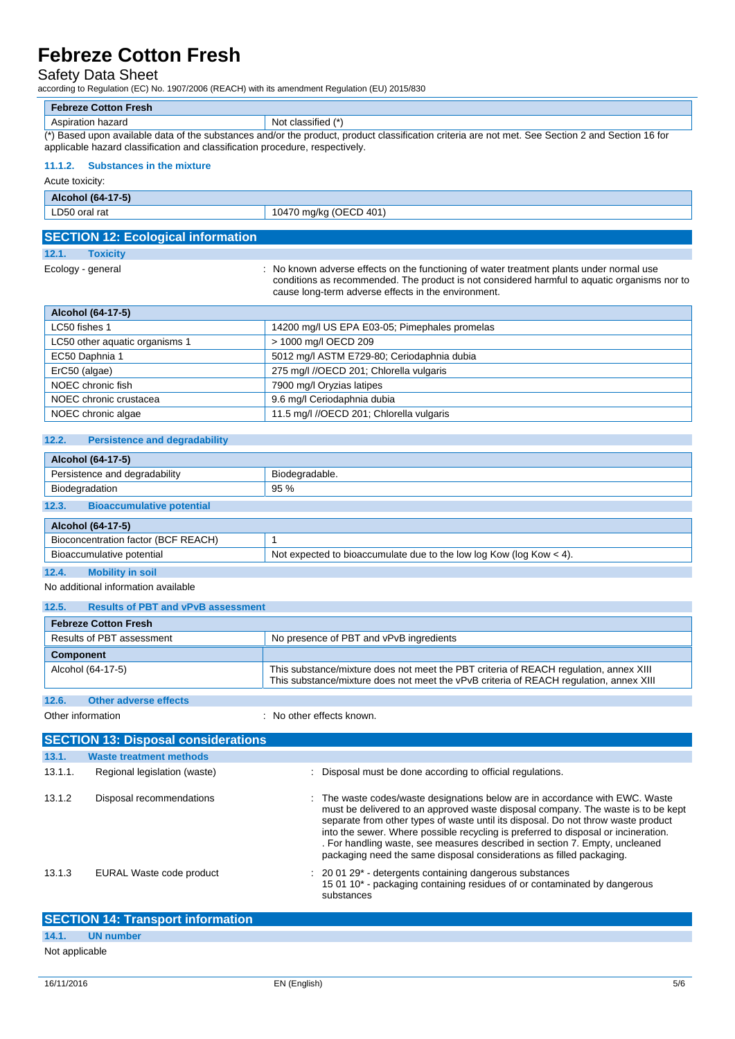| Febreze Cotton Fresh | |
|---|---|
| Aspiration hazard | Not classified (*) |

(*) Based upon available data of the substances and/or the product, product classification criteria are not met. See Section 2 and Section 16 for applicable hazard classification and classification procedure, respectively.

#### 11.1.2. Substances in the mixture

Acute toxicity:

| Alcohol (64-17-5) | |
|---|---|
| LD50 oral rat | 10470 mg/kg (OECD 401) |

## SECTION 12: Ecological information

### 12.1. Toxicity

Ecology - general : No known adverse effects on the functioning of water treatment plants under normal use conditions as recommended. The product is not considered harmful to aquatic organisms nor to cause long-term adverse effects in the environment.

| Alcohol (64-17-5) | |
|---|---|
| LC50 fishes 1 | 14200 mg/l US EPA E03-05; Pimephales promelas |
| LC50 other aquatic organisms 1 | > 1000 mg/l OECD 209 |
| EC50 Daphnia 1 | 5012 mg/l ASTM E729-80; Ceriodaphnia dubia |
| ErC50 (algae) | 275 mg/l //OECD 201; Chlorella vulgaris |
| NOEC chronic fish | 7900 mg/l Oryzias latipes |
| NOEC chronic crustacea | 9.6 mg/l Ceriodaphnia dubia |
| NOEC chronic algae | 11.5 mg/l //OECD 201; Chlorella vulgaris |

### 12.2. Persistence and degradability

| Alcohol (64-17-5) | |
|---|---|
| Persistence and degradability | Biodegradable. |
| Biodegradation | 95 % |

### 12.3. Bioaccumulative potential

| Alcohol (64-17-5) | |
|---|---|
| Bioconcentration factor (BCF REACH) | 1 |
| Bioaccumulative potential | Not expected to bioaccumulate due to the low log Kow (log Kow < 4). |

### 12.4. Mobility in soil

No additional information available

### 12.5. Results of PBT and vPvB assessment

| Febreze Cotton Fresh | |
|---|---|
| Results of PBT assessment | No presence of PBT and vPvB ingredients |
| **Component** | |
| Alcohol (64-17-5) | This substance/mixture does not meet the PBT criteria of REACH regulation, annex XIII<br>This substance/mixture does not meet the vPvB criteria of REACH regulation, annex XIII |

### 12.6. Other adverse effects

Other information : No other effects known.

## SECTION 13: Disposal considerations

### 13.1. Waste treatment methods

13.1.1. Regional legislation (waste) : Disposal must be done according to official regulations.

13.1.2 Disposal recommendations : The waste codes/waste designations below are in accordance with EWC. Waste must be delivered to an approved waste disposal company. The waste is to be kept separate from other types of waste until its disposal. Do not throw waste product into the sewer. Where possible recycling is preferred to disposal or incineration. . For handling waste, see measures described in section 7. Empty, uncleaned packaging need the same disposal considerations as filled packaging.

13.1.3 EURAL Waste code product : 20 01 29* - detergents containing dangerous substances
15 01 10* - packaging containing residues of or contaminated by dangerous substances

## SECTION 14: Transport information

### 14.1. UN number

Not applicable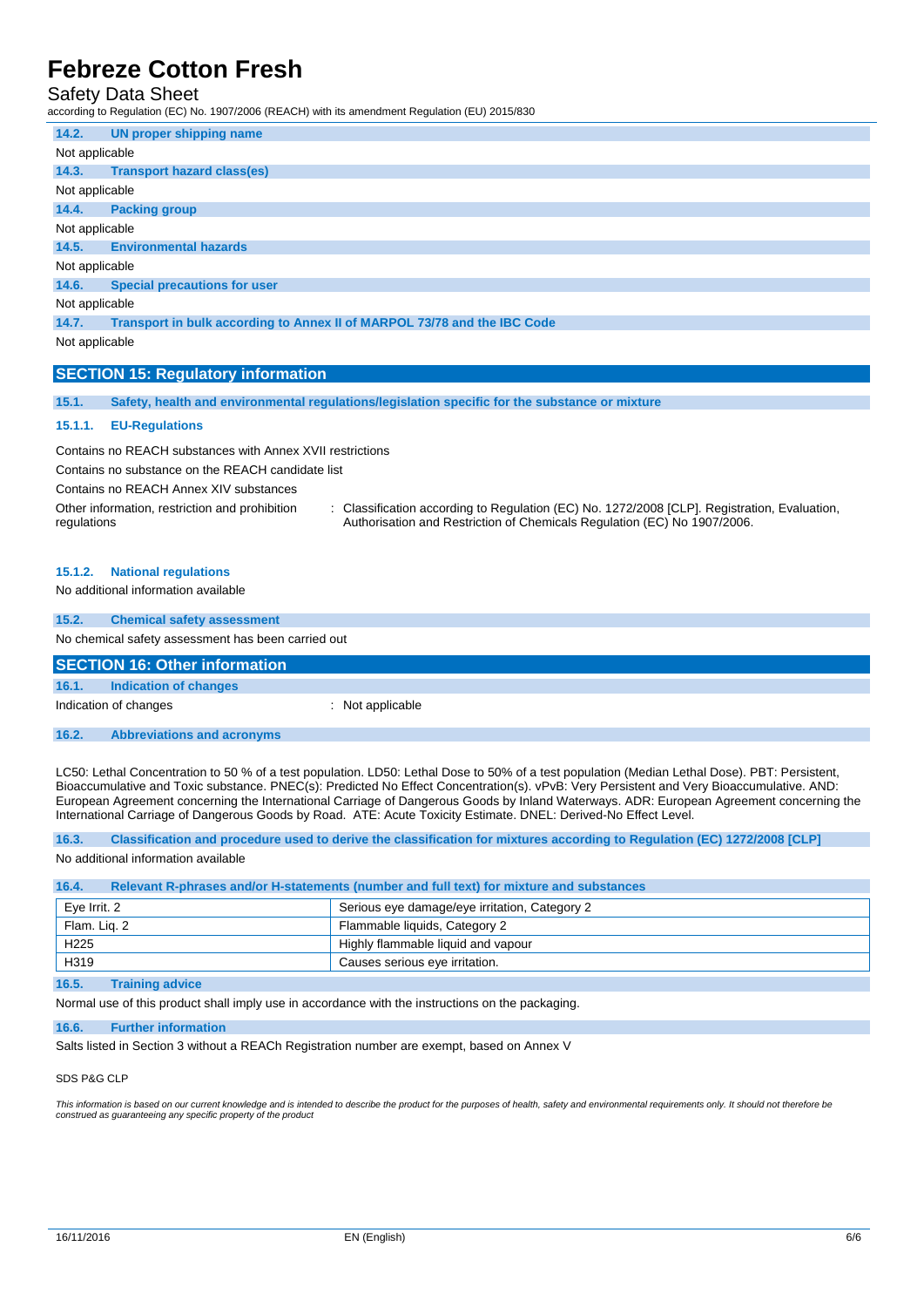#### 14.2. UN proper shipping name

Not applicable

#### 14.3. Transport hazard class(es)

Not applicable

#### 14.4. Packing group

Not applicable

#### 14.5. Environmental hazards

Not applicable

#### 14.6. Special precautions for user

Not applicable

#### 14.7. Transport in bulk according to Annex II of MARPOL 73/78 and the IBC Code

Not applicable

## SECTION 15: Regulatory information

### 15.1. Safety, health and environmental regulations/legislation specific for the substance or mixture

#### 15.1.1. EU-Regulations

Contains no REACH substances with Annex XVII restrictions

Contains no substance on the REACH candidate list

Contains no REACH Annex XIV substances

Other information, restriction and prohibition regulations : Classification according to Regulation (EC) No. 1272/2008 [CLP]. Registration, Evaluation, Authorisation and Restriction of Chemicals Regulation (EC) No 1907/2006.

#### 15.1.2. National regulations

No additional information available

### 15.2. Chemical safety assessment

No chemical safety assessment has been carried out

## SECTION 16: Other information

### 16.1. Indication of changes

Indication of changes : Not applicable

### 16.2. Abbreviations and acronyms

LC50: Lethal Concentration to 50 % of a test population. LD50: Lethal Dose to 50% of a test population (Median Lethal Dose). PBT: Persistent, Bioaccumulative and Toxic substance. PNEC(s): Predicted No Effect Concentration(s). vPvB: Very Persistent and Very Bioaccumulative. AND: European Agreement concerning the International Carriage of Dangerous Goods by Inland Waterways. ADR: European Agreement concerning the International Carriage of Dangerous Goods by Road. ATE: Acute Toxicity Estimate. DNEL: Derived-No Effect Level.

### 16.3. Classification and procedure used to derive the classification for mixtures according to Regulation (EC) 1272/2008 [CLP]

No additional information available

### 16.4. Relevant R-phrases and/or H-statements (number and full text) for mixture and substances

| | |
|---|---|
| Eye Irrit. 2 | Serious eye damage/eye irritation, Category 2 |
| Flam. Liq. 2 | Flammable liquids, Category 2 |
| H225 | Highly flammable liquid and vapour |
| H319 | Causes serious eye irritation. |

### 16.5. Training advice

Normal use of this product shall imply use in accordance with the instructions on the packaging.

### 16.6. Further information

Salts listed in Section 3 without a REACh Registration number are exempt, based on Annex V

SDS P&G CLP

*This information is based on our current knowledge and is intended to describe the product for the purposes of health, safety and environmental requirements only. It should not therefore be construed as guaranteeing any specific property of the product*